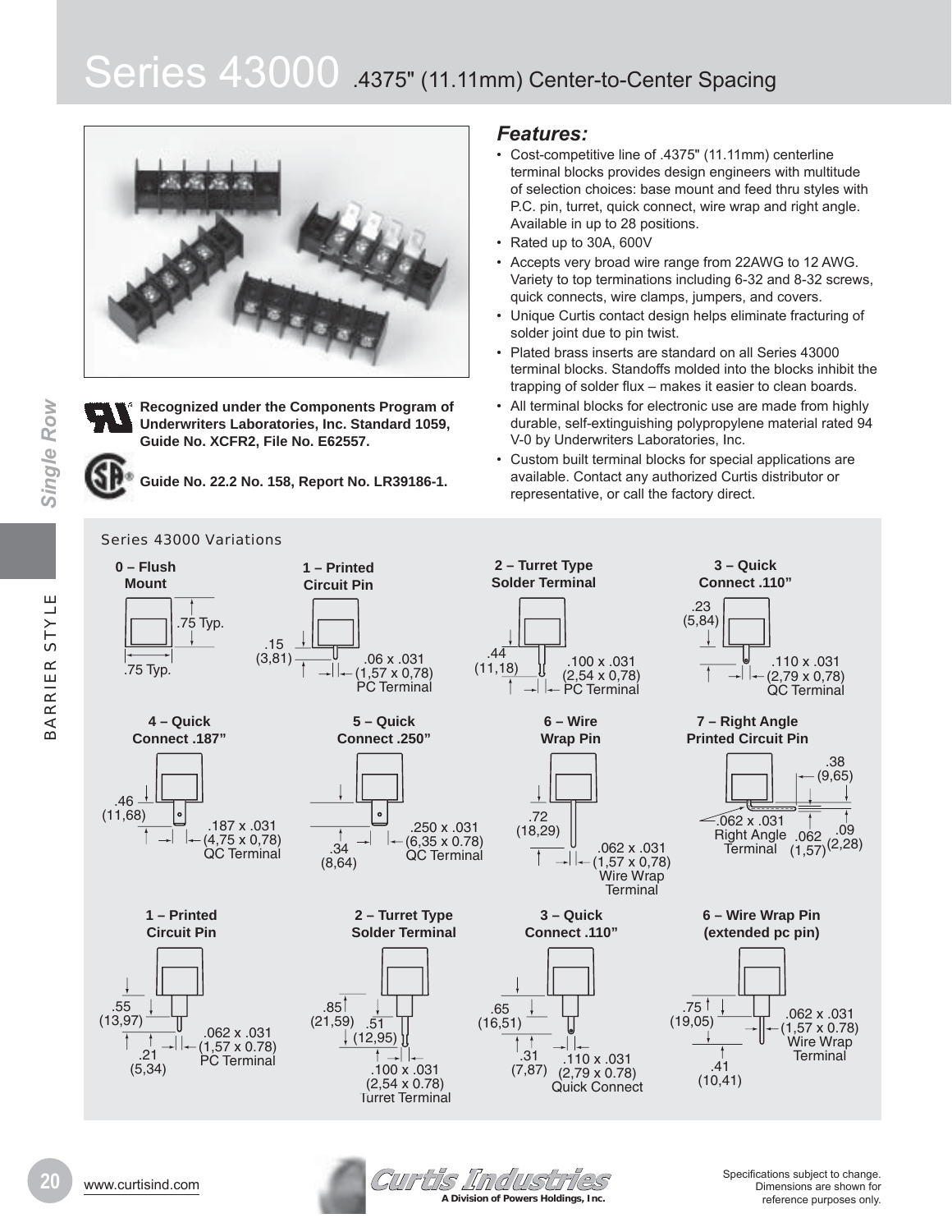# Series 43000 .4375" (11.11mm) Center-to-Center Spacing

**Recognized under the Components Program of Underwriters Laboratories, Inc. Standard 1059, Guide No. XCFR2, File No. E62557.**

**Guide No. 22.2 No. 158, Report No. LR39186-1.**

## *Features:*

- Cost-competitive line of .4375" (11.11mm) centerline terminal blocks provides design engineers with multitude of selection choices: base mount and feed thru styles with P.C. pin, turret, quick connect, wire wrap and right angle. Available in up to 28 positions.
- Rated up to 30A, 600V
- Accepts very broad wire range from 22AWG to 12 AWG. Variety to top terminations including 6-32 and 8-32 screws, quick connects, wire clamps, jumpers, and covers.
- Unique Curtis contact design helps eliminate fracturing of solder joint due to pin twist.
- Plated brass inserts are standard on all Series 43000 terminal blocks. Standoffs molded into the blocks inhibit the trapping of solder flux – makes it easier to clean boards.
- All terminal blocks for electronic use are made from highly durable, self-extinguishing polypropylene material rated 94 V-0 by Underwriters Laboratories, Inc.
- Custom built terminal blocks for special applications are available. Contact any authorized Curtis distributor or representative, or call the factory direct.

## Series 43000 Variations

**0 – Flush Mount**
.75 Typ.
.75 Typ.

**1 – Printed Circuit Pin**
.15 (3,81)
.06 x .031 (1,57 x 0,78) PC Terminal

**2 – Turret Type Solder Terminal**
.44 (11,18)
.100 x .031 (2,54 x 0,78) PC Terminal

**3 – Quick Connect .110"**
.23 (5,84)
.110 x .031 (2,79 x 0,78) QC Terminal

**4 – Quick Connect .187"**
.46 (11,68)
.187 x .031 (4,75 x 0,78) QC Terminal

**5 – Quick Connect .250"**
.34 (8,64)
.250 x .031 (6,35 x 0.78) QC Terminal

**6 – Wire Wrap Pin**
.72 (18,29)
.062 x .031 (1,57 x 0,78) Wire Wrap Terminal

**7 – Right Angle Printed Circuit Pin**
.38 (9,65)
.062 x .031 Right Angle Terminal
.062 (1,57)
.09 (2,28)

**1 – Printed Circuit Pin**
.55 (13,97)
.21 (5,34)
.062 x .031 (1,57 x 0.78) PC Terminal

**2 – Turret Type Solder Terminal**
.85 (21,59)
.51 (12,95)
.100 x .031 (2,54 x 0.78) Turret Terminal

**3 – Quick Connect .110"**
.65 (16,51)
.31 (7,87)
.110 x .031 (2,79 x 0.78) Quick Connect

**6 – Wire Wrap Pin (extended pc pin)**
.75 (19,05)
.41 (10,41)
.062 x .031 (1,57 x 0.78) Wire Wrap Terminal

www.curtisind.com

Curtis Industries
A Division of Powers Holdings, Inc.

Specifications subject to change. Dimensions are shown for reference purposes only.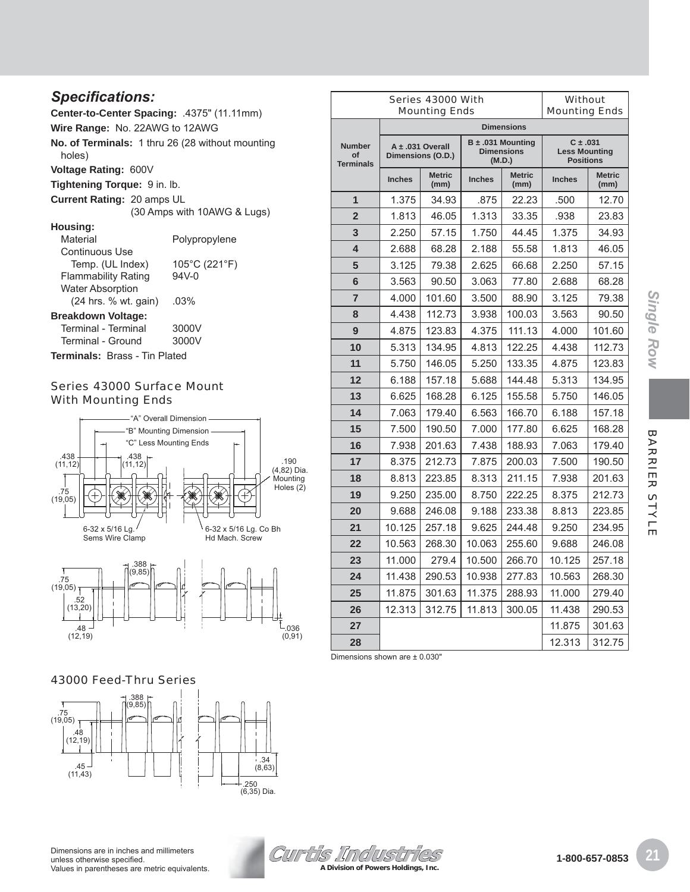## *Specifications:*

**Center-to-Center Spacing:** .4375" (11.11mm)

**Wire Range:** No. 22AWG to 12AWG

**No. of Terminals:** 1 thru 26 (28 without mounting holes)

**Voltage Rating:** 600V

**Tightening Torque:** 9 in. lb.

**Current Rating:** 20 amps UL
(30 Amps with 10AWG & Lugs)

**Housing:**

| | |
|---|---|
| Material | Polypropylene |
| Continuous Use Temp. (UL Index) | 105°C (221°F) |
| Flammability Rating | 94V-0 |
| Water Absorption (24 hrs. % wt. gain) | .03% |

**Breakdown Voltage:**

| | |
|---|---|
| Terminal - Terminal | 3000V |
| Terminal - Ground | 3000V |

**Terminals:** Brass - Tin Plated

### Series 43000 Surface Mount With Mounting Ends

"A" Overall Dimension
"B" Mounting Dimension
"C" Less Mounting Ends
.438 (11,12)
.438 (11,12)
.190 (4,82) Dia. Mounting Holes (2)
.75 (19,05)
6-32 x 5/16 Lg. Sems Wire Clamp
6-32 x 5/16 Lg. Co Bh Hd Mach. Screw

.388 (9,85)
.75 (19,05)
.52 (13,20)
.48 (12,19)
.036 (0,91)

### 43000 Feed-Thru Series

.388 (9,85)
.75 (19,05)
.48 (12,19)
.45 (11,43)
.34 (8,63)
.250 (6,35) Dia.

| Number of Terminals | Series 43000 With Mounting Ends | | | | Without Mounting Ends | |
|---|---|---|---|---|---|---|
| | A ± .031 Overall Dimensions (O.D.) | | B ± .031 Mounting Dimensions (M.D.) | | C ± .031 Less Mounting Positions | |
| | Inches | Metric (mm) | Inches | Metric (mm) | Inches | Metric (mm) |
| **1** | 1.375 | 34.93 | .875 | 22.23 | .500 | 12.70 |
| **2** | 1.813 | 46.05 | 1.313 | 33.35 | .938 | 23.83 |
| **3** | 2.250 | 57.15 | 1.750 | 44.45 | 1.375 | 34.93 |
| **4** | 2.688 | 68.28 | 2.188 | 55.58 | 1.813 | 46.05 |
| **5** | 3.125 | 79.38 | 2.625 | 66.68 | 2.250 | 57.15 |
| **6** | 3.563 | 90.50 | 3.063 | 77.80 | 2.688 | 68.28 |
| **7** | 4.000 | 101.60 | 3.500 | 88.90 | 3.125 | 79.38 |
| **8** | 4.438 | 112.73 | 3.938 | 100.03 | 3.563 | 90.50 |
| **9** | 4.875 | 123.83 | 4.375 | 111.13 | 4.000 | 101.60 |
| **10** | 5.313 | 134.95 | 4.813 | 122.25 | 4.438 | 112.73 |
| **11** | 5.750 | 146.05 | 5.250 | 133.35 | 4.875 | 123.83 |
| **12** | 6.188 | 157.18 | 5.688 | 144.48 | 5.313 | 134.95 |
| **13** | 6.625 | 168.28 | 6.125 | 155.58 | 5.750 | 146.05 |
| **14** | 7.063 | 179.40 | 6.563 | 166.70 | 6.188 | 157.18 |
| **15** | 7.500 | 190.50 | 7.000 | 177.80 | 6.625 | 168.28 |
| **16** | 7.938 | 201.63 | 7.438 | 188.93 | 7.063 | 179.40 |
| **17** | 8.375 | 212.73 | 7.875 | 200.03 | 7.500 | 190.50 |
| **18** | 8.813 | 223.85 | 8.313 | 211.15 | 7.938 | 201.63 |
| **19** | 9.250 | 235.00 | 8.750 | 222.25 | 8.375 | 212.73 |
| **20** | 9.688 | 246.08 | 9.188 | 233.38 | 8.813 | 223.85 |
| **21** | 10.125 | 257.18 | 9.625 | 244.48 | 9.250 | 234.95 |
| **22** | 10.563 | 268.30 | 10.063 | 255.60 | 9.688 | 246.08 |
| **23** | 11.000 | 279.4 | 10.500 | 266.70 | 10.125 | 257.18 |
| **24** | 11.438 | 290.53 | 10.938 | 277.83 | 10.563 | 268.30 |
| **25** | 11.875 | 301.63 | 11.375 | 288.93 | 11.000 | 279.40 |
| **26** | 12.313 | 312.75 | 11.813 | 300.05 | 11.438 | 290.53 |
| **27** | | | | | 11.875 | 301.63 |
| **28** | | | | | 12.313 | 312.75 |

Dimensions shown are ± 0.030"

*Single Row* BARRIER STYLE

Dimensions are in inches and millimeters unless otherwise specified.
Values in parentheses are metric equivalents.

Curtis Industries
A Division of Powers Holdings, Inc.

1-800-657-0853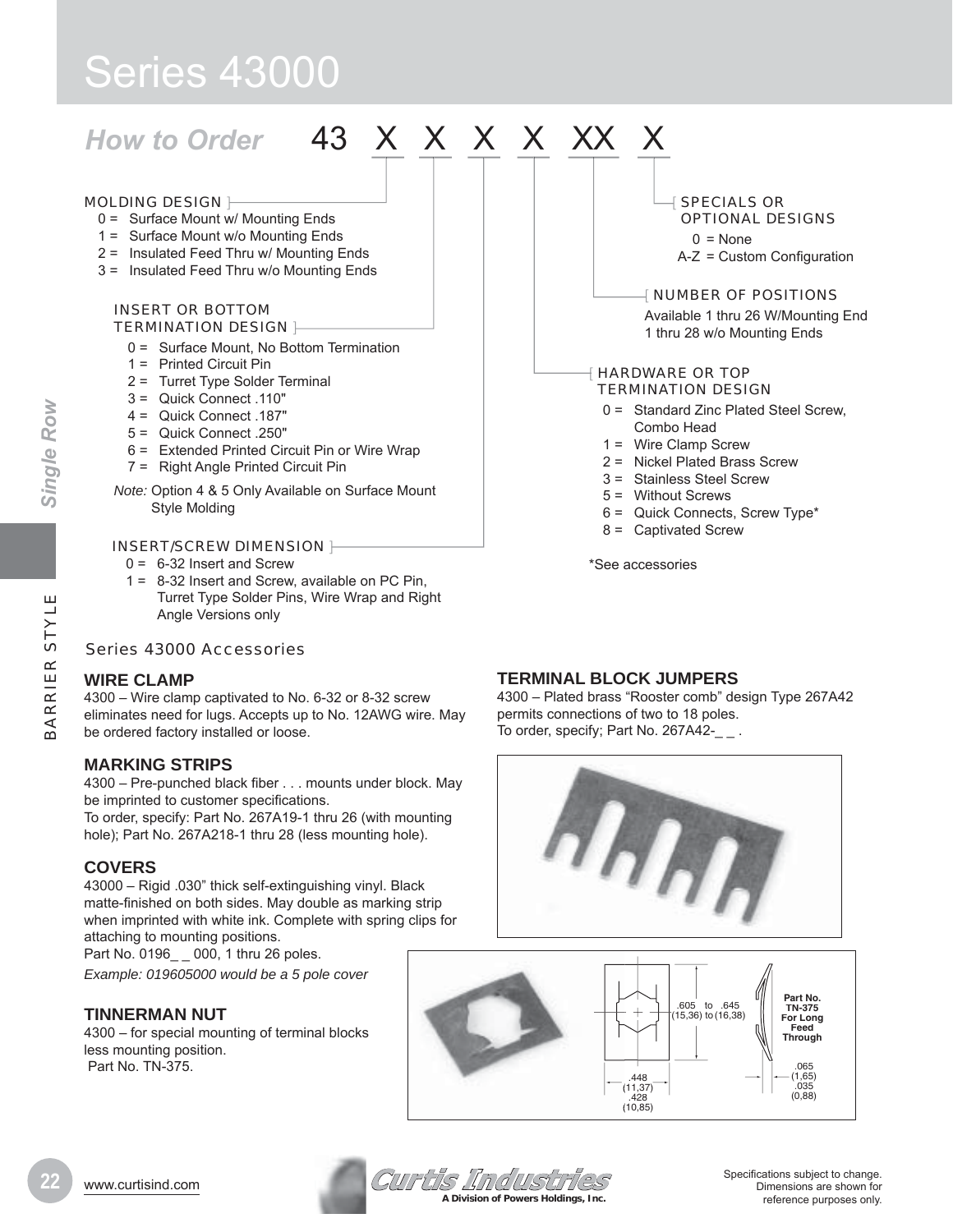# Series 43000

## How to Order 43 X X X X XX X

**MOLDING DESIGN**
- 0 = Surface Mount w/ Mounting Ends
- 1 = Surface Mount w/o Mounting Ends
- 2 = Insulated Feed Thru w/ Mounting Ends
- 3 = Insulated Feed Thru w/o Mounting Ends

**INSERT OR BOTTOM TERMINATION DESIGN**
- 0 = Surface Mount, No Bottom Termination
- 1 = Printed Circuit Pin
- 2 = Turret Type Solder Terminal
- 3 = Quick Connect .110"
- 4 = Quick Connect .187"
- 5 = Quick Connect .250"
- 6 = Extended Printed Circuit Pin or Wire Wrap
- 7 = Right Angle Printed Circuit Pin

*Note:* Option 4 & 5 Only Available on Surface Mount Style Molding

**INSERT/SCREW DIMENSION**
- 0 = 6-32 Insert and Screw
- 1 = 8-32 Insert and Screw, available on PC Pin, Turret Type Solder Pins, Wire Wrap and Right Angle Versions only

**HARDWARE OR TOP TERMINATION DESIGN**
- 0 = Standard Zinc Plated Steel Screw, Combo Head
- 1 = Wire Clamp Screw
- 2 = Nickel Plated Brass Screw
- 3 = Stainless Steel Screw
- 5 = Without Screws
- 6 = Quick Connects, Screw Type*
- 8 = Captivated Screw

*See accessories

**NUMBER OF POSITIONS**

Available 1 thru 26 W/Mounting End
1 thru 28 w/o Mounting Ends

**SPECIALS OR OPTIONAL DESIGNS**
- 0 = None
- A-Z = Custom Configuration

## Series 43000 Accessories

### WIRE CLAMP

4300 – Wire clamp captivated to No. 6-32 or 8-32 screw eliminates need for lugs. Accepts up to No. 12AWG wire. May be ordered factory installed or loose.

### MARKING STRIPS

4300 – Pre-punched black fiber . . . mounts under block. May be imprinted to customer specifications.
To order, specify: Part No. 267A19-1 thru 26 (with mounting hole); Part No. 267A218-1 thru 28 (less mounting hole).

### COVERS

43000 – Rigid .030" thick self-extinguishing vinyl. Black matte-finished on both sides. May double as marking strip when imprinted with white ink. Complete with spring clips for attaching to mounting positions.
Part No. 0196_ _ 000, 1 thru 26 poles.

*Example: 019605000 would be a 5 pole cover*

### TINNERMAN NUT

4300 – for special mounting of terminal blocks less mounting position.
Part No. TN-375.

### TERMINAL BLOCK JUMPERS

4300 – Plated brass "Rooster comb" design Type 267A42 permits connections of two to 18 poles.
To order, specify; Part No. 267A42-_ _ .

.605 to .645 (15,36) to (16,38)
.448 (11,37) .428 (10,85)
.065 (1,65) .035 (0,88)
**Part No. TN-375 For Long Feed Through**

Specifications subject to change. Dimensions are shown for reference purposes only.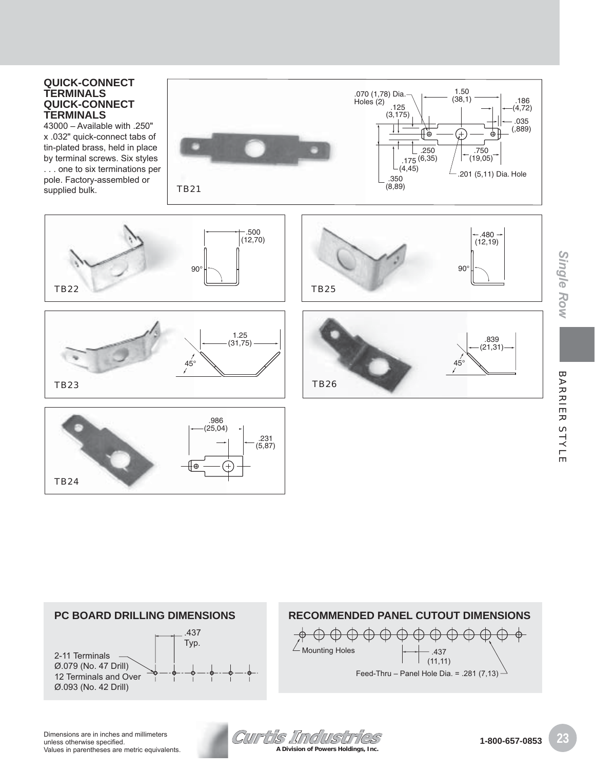## QUICK-CONNECT TERMINALS

## QUICK-CONNECT TERMINALS

43000 – Available with .250" x .032" quick-connect tabs of tin-plated brass, held in place by terminal screws. Six styles . . . one to six terminations per pole. Factory-assembled or supplied bulk.

TB21

.070 (1,78) Dia. Holes (2)
1.50 (38,1)
.186 (4,72)
.125 (3,175)
.035 (,889)
.250 (6,35)
.750 (19,05)
.175 (4,45)
.201 (5,11) Dia. Hole
.350 (8,89)

TB22

.500 (12,70)
90°

TB25

.480 (12,19)
90°

TB23

1.25 (31,75)
45°

TB26

.839 (21,31)
45°

TB24

.986 (25,04)
.231 (5,87)

### PC BOARD DRILLING DIMENSIONS

.437 Typ.

2-11 Terminals
Ø.079 (No. 47 Drill)
12 Terminals and Over
Ø.093 (No. 42 Drill)

### RECOMMENDED PANEL CUTOUT DIMENSIONS

Mounting Holes
.437 (11,11)
Feed-Thru – Panel Hole Dia. = .281 (7,13)

Dimensions are in inches and millimeters unless otherwise specified.
Values in parentheses are metric equivalents.

Curtis Industries
A Division of Powers Holdings, Inc.

1-800-657-0853